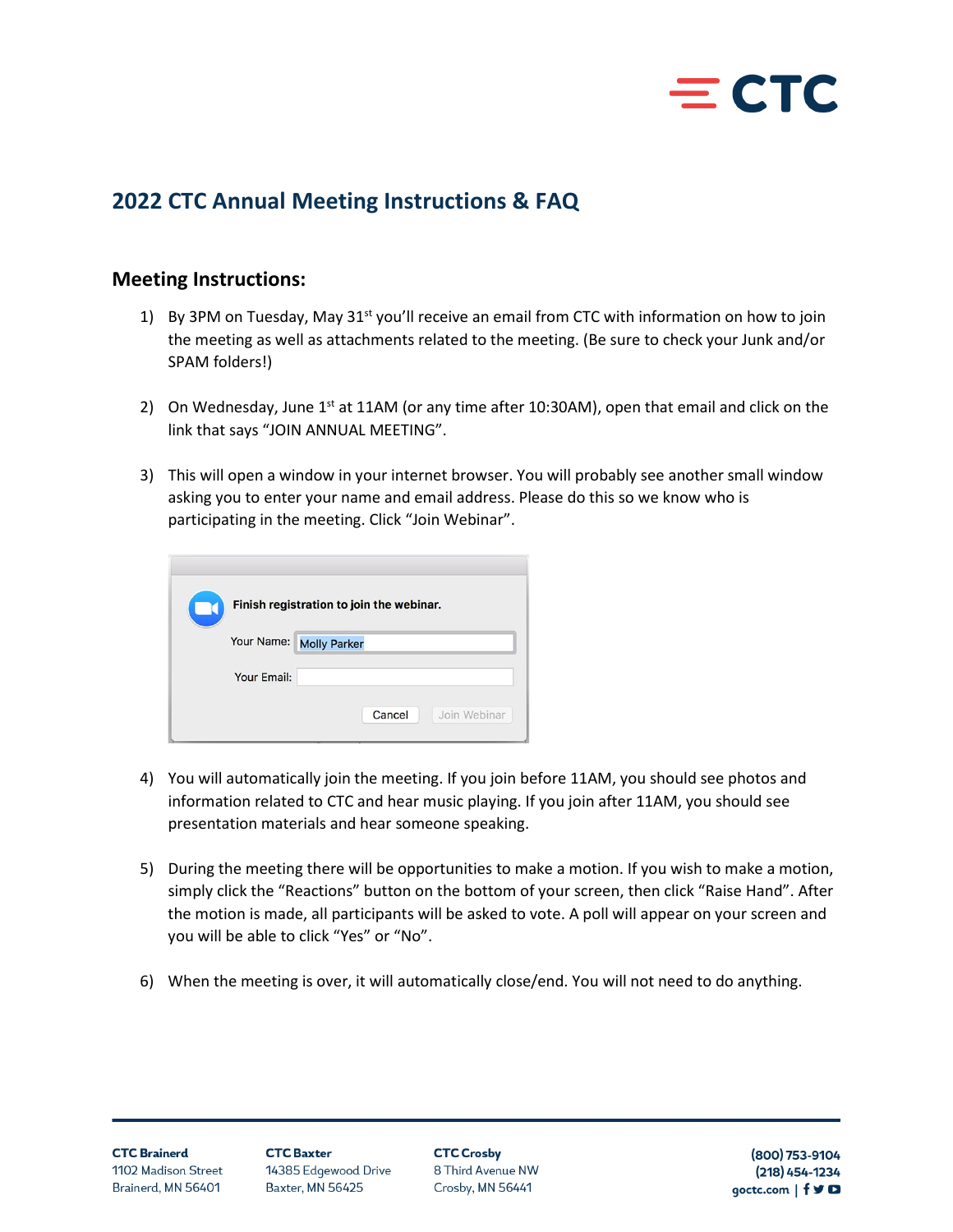# 2022 CTC Annual Meeting Instructions & FAQ

## Meeting Instructions:

1) By 3PM on Tuesday, May 31st you'll receive an email from CTC with information on how to join the meeting as well as attachments related to the meeting. (Be sure to check your Junk and/or SPAM folders!)

2) On Wednesday, June 1st at 11AM (or any time after 10:30AM), open that email and click on the link that says "JOIN ANNUAL MEETING".

3) This will open a window in your internet browser. You will probably see another small window asking you to enter your name and email address. Please do this so we know who is participating in the meeting. Click "Join Webinar".

4) You will automatically join the meeting. If you join before 11AM, you should see photos and information related to CTC and hear music playing. If you join after 11AM, you should see presentation materials and hear someone speaking.

5) During the meeting there will be opportunities to make a motion. If you wish to make a motion, simply click the "Reactions" button on the bottom of your screen, then click "Raise Hand". After the motion is made, all participants will be asked to vote. A poll will appear on your screen and you will be able to click "Yes" or "No".

6) When the meeting is over, it will automatically close/end. You will not need to do anything.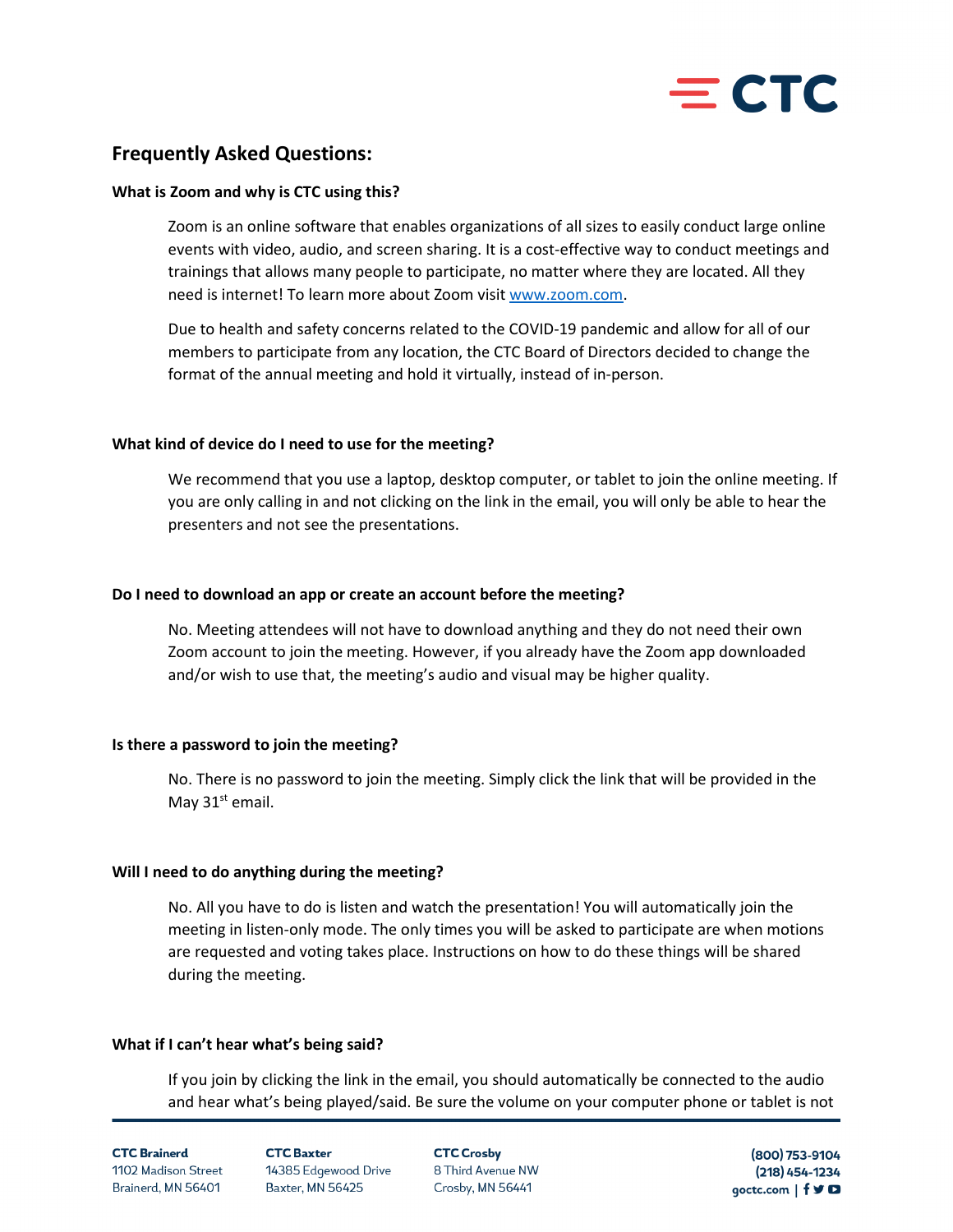## Frequently Asked Questions:

### What is Zoom and why is CTC using this?

Zoom is an online software that enables organizations of all sizes to easily conduct large online events with video, audio, and screen sharing. It is a cost-effective way to conduct meetings and trainings that allows many people to participate, no matter where they are located. All they need is internet! To learn more about Zoom visit [www.zoom.com](www.zoom.com).

Due to health and safety concerns related to the COVID-19 pandemic and allow for all of our members to participate from any location, the CTC Board of Directors decided to change the format of the annual meeting and hold it virtually, instead of in-person.

### What kind of device do I need to use for the meeting?

We recommend that you use a laptop, desktop computer, or tablet to join the online meeting. If you are only calling in and not clicking on the link in the email, you will only be able to hear the presenters and not see the presentations.

### Do I need to download an app or create an account before the meeting?

No. Meeting attendees will not have to download anything and they do not need their own Zoom account to join the meeting. However, if you already have the Zoom app downloaded and/or wish to use that, the meeting's audio and visual may be higher quality.

### Is there a password to join the meeting?

No. There is no password to join the meeting. Simply click the link that will be provided in the May 31st email.

### Will I need to do anything during the meeting?

No. All you have to do is listen and watch the presentation! You will automatically join the meeting in listen-only mode. The only times you will be asked to participate are when motions are requested and voting takes place. Instructions on how to do these things will be shared during the meeting.

### What if I can't hear what's being said?

If you join by clicking the link in the email, you should automatically be connected to the audio and hear what's being played/said. Be sure the volume on your computer phone or tablet is not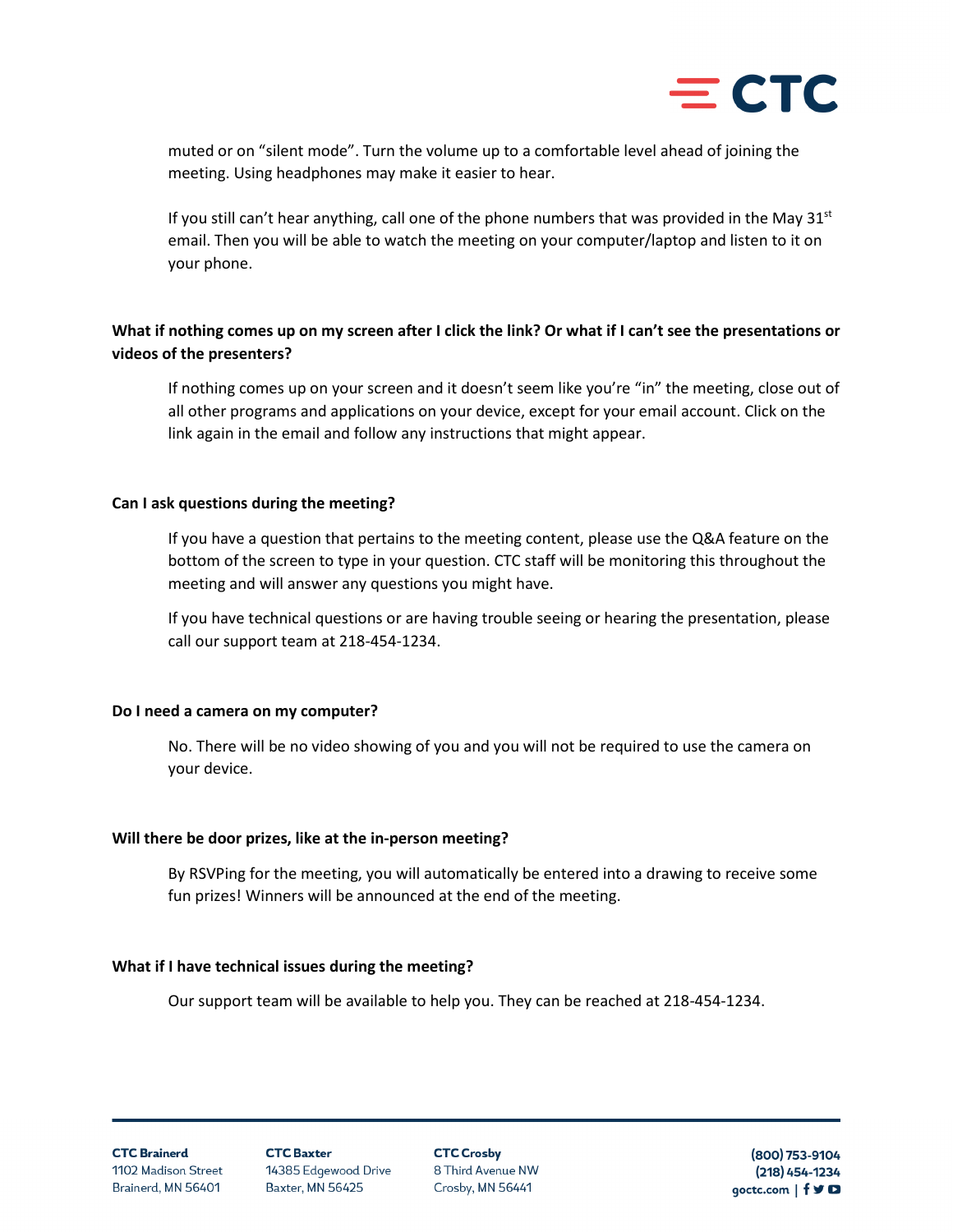muted or on "silent mode". Turn the volume up to a comfortable level ahead of joining the meeting. Using headphones may make it easier to hear.

If you still can't hear anything, call one of the phone numbers that was provided in the May 31st email. Then you will be able to watch the meeting on your computer/laptop and listen to it on your phone.

**What if nothing comes up on my screen after I click the link? Or what if I can't see the presentations or videos of the presenters?**

If nothing comes up on your screen and it doesn't seem like you're "in" the meeting, close out of all other programs and applications on your device, except for your email account. Click on the link again in the email and follow any instructions that might appear.

**Can I ask questions during the meeting?**

If you have a question that pertains to the meeting content, please use the Q&A feature on the bottom of the screen to type in your question. CTC staff will be monitoring this throughout the meeting and will answer any questions you might have.

If you have technical questions or are having trouble seeing or hearing the presentation, please call our support team at 218-454-1234.

**Do I need a camera on my computer?**

No. There will be no video showing of you and you will not be required to use the camera on your device.

**Will there be door prizes, like at the in-person meeting?**

By RSVPing for the meeting, you will automatically be entered into a drawing to receive some fun prizes! Winners will be announced at the end of the meeting.

**What if I have technical issues during the meeting?**

Our support team will be available to help you. They can be reached at 218-454-1234.